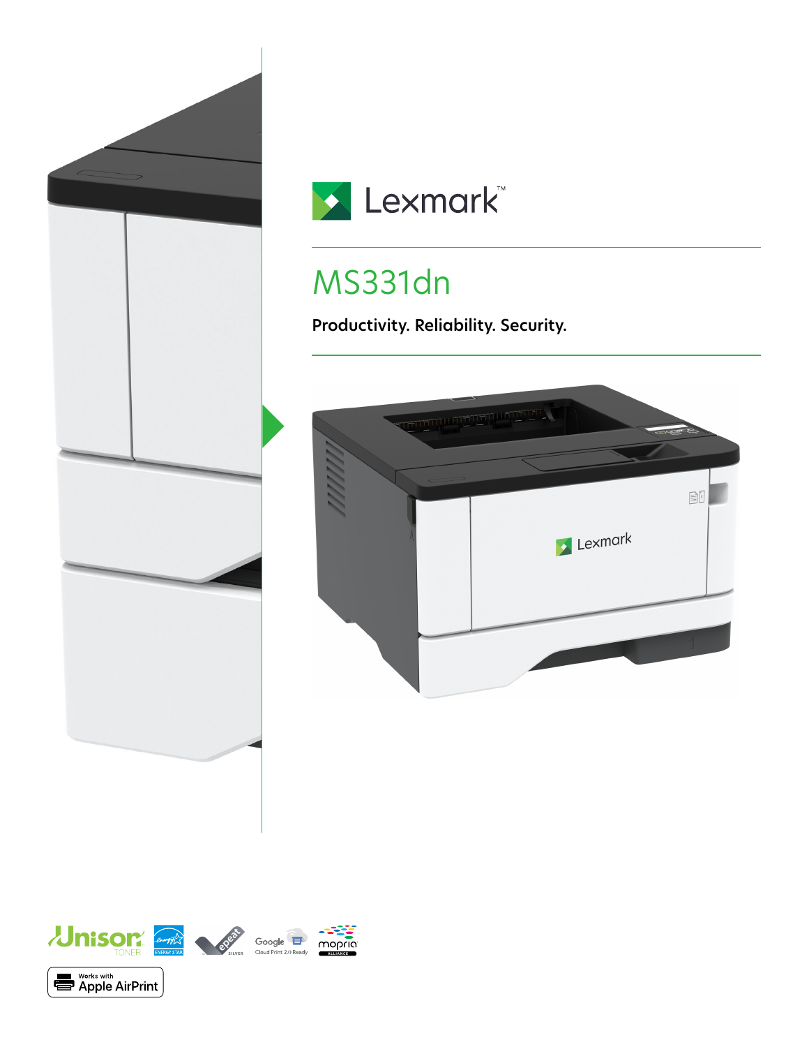Lexmark

# MS331dn

**Productivity. Reliability. Security.**

Unison TONER

ENERGY STAR

epeat SILVER

Google Cloud Print 2.0 Ready

mopria ALLIANCE

Works with Apple AirPrint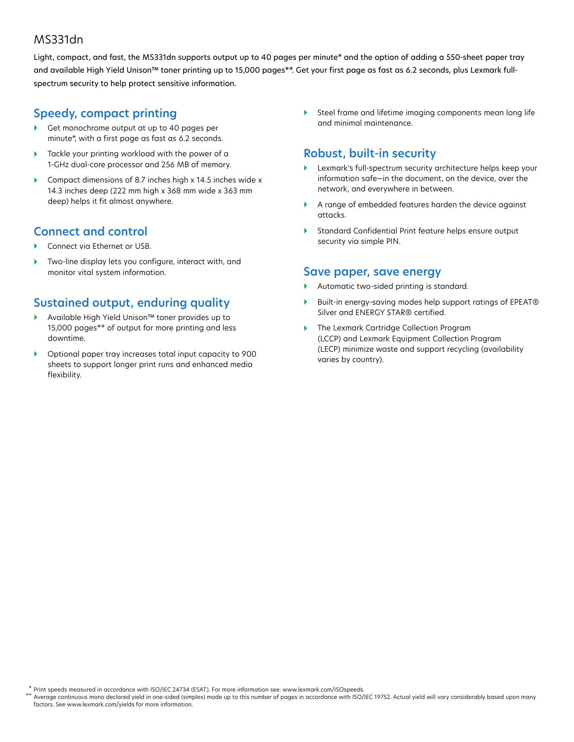# MS331dn

Light, compact, and fast, the MS331dn supports output up to 40 pages per minute* and the option of adding a 550-sheet paper tray and available High Yield Unison™ toner printing up to 15,000 pages**. Get your first page as fast as 6.2 seconds, plus Lexmark full-spectrum security to help protect sensitive information.

## Speedy, compact printing

- Get monochrome output at up to 40 pages per minute*, with a first page as fast as 6.2 seconds.
- Tackle your printing workload with the power of a 1-GHz dual-core processor and 256 MB of memory.
- Compact dimensions of 8.7 inches high x 14.5 inches wide x 14.3 inches deep (222 mm high x 368 mm wide x 363 mm deep) helps it fit almost anywhere.

## Connect and control

- Connect via Ethernet or USB.
- Two-line display lets you configure, interact with, and monitor vital system information.

## Sustained output, enduring quality

- Available High Yield Unison™ toner provides up to 15,000 pages** of output for more printing and less downtime.
- Optional paper tray increases total input capacity to 900 sheets to support longer print runs and enhanced media flexibility.
- Steel frame and lifetime imaging components mean long life and minimal maintenance.

## Robust, built-in security

- Lexmark's full-spectrum security architecture helps keep your information safe—in the document, on the device, over the network, and everywhere in between.
- A range of embedded features harden the device against attacks.
- Standard Confidential Print feature helps ensure output security via simple PIN.

## Save paper, save energy

- Automatic two-sided printing is standard.
- Built-in energy-saving modes help support ratings of EPEAT® Silver and ENERGY STAR® certified.
- The Lexmark Cartridge Collection Program (LCCP) and Lexmark Equipment Collection Program (LECP) minimize waste and support recycling (availability varies by country).

\* Print speeds measured in accordance with ISO/IEC 24734 (ESAT). For more information see: www.lexmark.com/ISOspeeds.

\** Average continuous mono declared yield in one-sided (simplex) mode up to this number of pages in accordance with ISO/IEC 19752. Actual yield will vary considerably based upon many factors. See www.lexmark.com/yields for more information.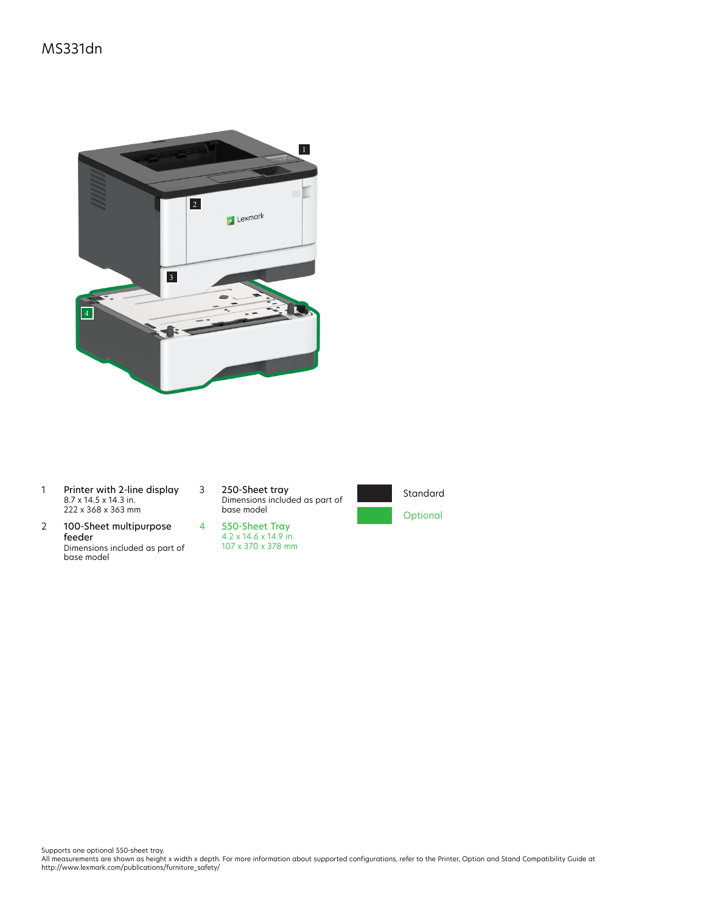# MS331dn

1. **Printer with 2-line display**
   8.7 x 14.5 x 14.3 in.
   222 x 368 x 363 mm

2. **100-Sheet multipurpose feeder**
   Dimensions included as part of base model

3. **250-Sheet tray**
   Dimensions included as part of base model

4. **550-Sheet Tray**
   4.2 x 14.6 x 14.9 in.
   107 x 370 x 378 mm

Standard

Optional

Supports one optional 550-sheet tray.
All measurements are shown as height x width x depth. For more information about supported configurations, refer to the Printer, Option and Stand Compatibility Guide at http://www.lexmark.com/publications/furniture_safety/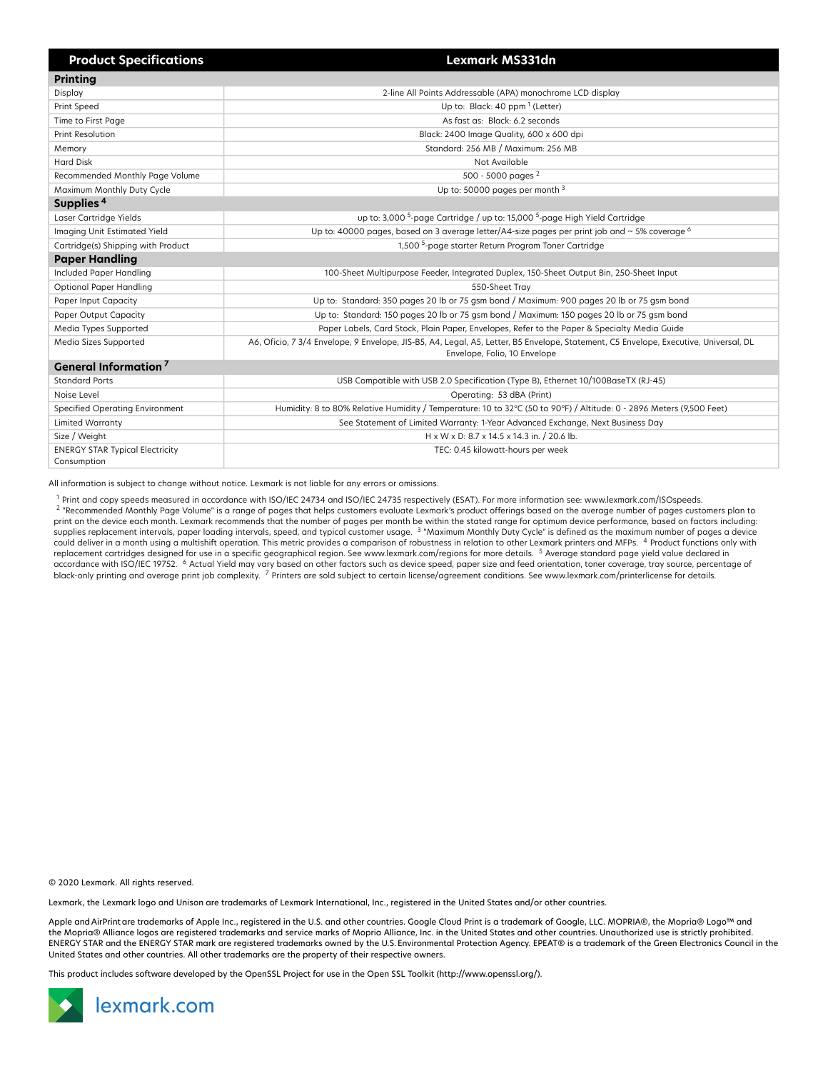| Product Specifications | Lexmark MS331dn |
|---|---|
| **Printing** | |
| Display | 2-line All Points Addressable (APA) monochrome LCD display |
| Print Speed | Up to: Black: 40 ppm [1] (Letter) |
| Time to First Page | As fast as: Black: 6.2 seconds |
| Print Resolution | Black: 2400 Image Quality, 600 x 600 dpi |
| Memory | Standard: 256 MB / Maximum: 256 MB |
| Hard Disk | Not Available |
| Recommended Monthly Page Volume | 500 - 5000 pages [2] |
| Maximum Monthly Duty Cycle | Up to: 50000 pages per month [3] |
| **Supplies [4]** | |
| Laser Cartridge Yields | up to: 3,000 [5]-page Cartridge / up to: 15,000 [5]-page High Yield Cartridge |
| Imaging Unit Estimated Yield | Up to: 40000 pages, based on 3 average letter/A4-size pages per print job and ~ 5% coverage [6] |
| Cartridge(s) Shipping with Product | 1,500 [5]-page starter Return Program Toner Cartridge |
| **Paper Handling** | |
| Included Paper Handling | 100-Sheet Multipurpose Feeder, Integrated Duplex, 150-Sheet Output Bin, 250-Sheet Input |
| Optional Paper Handling | 550-Sheet Tray |
| Paper Input Capacity | Up to: Standard: 350 pages 20 lb or 75 gsm bond / Maximum: 900 pages 20 lb or 75 gsm bond |
| Paper Output Capacity | Up to: Standard: 150 pages 20 lb or 75 gsm bond / Maximum: 150 pages 20 lb or 75 gsm bond |
| Media Types Supported | Paper Labels, Card Stock, Plain Paper, Envelopes, Refer to the Paper & Specialty Media Guide |
| Media Sizes Supported | A6, Oficio, 7 3/4 Envelope, 9 Envelope, JIS-B5, A4, Legal, A5, Letter, B5 Envelope, Statement, C5 Envelope, Executive, Universal, DL Envelope, Folio, 10 Envelope |
| **General Information [7]** | |
| Standard Ports | USB Compatible with USB 2.0 Specification (Type B), Ethernet 10/100BaseTX (RJ-45) |
| Noise Level | Operating: 53 dBA (Print) |
| Specified Operating Environment | Humidity: 8 to 80% Relative Humidity / Temperature: 10 to 32°C (50 to 90°F) / Altitude: 0 - 2896 Meters (9,500 Feet) |
| Limited Warranty | See Statement of Limited Warranty: 1-Year Advanced Exchange, Next Business Day |
| Size / Weight | H x W x D: 8.7 x 14.5 x 14.3 in. / 20.6 lb. |
| ENERGY STAR Typical Electricity Consumption | TEC: 0.45 kilowatt-hours per week |

All information is subject to change without notice. Lexmark is not liable for any errors or omissions.

[1] Print and copy speeds measured in accordance with ISO/IEC 24734 and ISO/IEC 24735 respectively (ESAT). For more information see: www.lexmark.com/ISOspeeds. [2] "Recommended Monthly Page Volume" is a range of pages that helps customers evaluate Lexmark's product offerings based on the average number of pages customers plan to print on the device each month. Lexmark recommends that the number of pages per month be within the stated range for optimum device performance, based on factors including: supplies replacement intervals, paper loading intervals, speed, and typical customer usage. [3] "Maximum Monthly Duty Cycle" is defined as the maximum number of pages a device could deliver in a month using a multishift operation. This metric provides a comparison of robustness in relation to other Lexmark printers and MFPs. [4] Product functions only with replacement cartridges designed for use in a specific geographical region. See www.lexmark.com/regions for more details. [5] Average standard page yield value declared in accordance with ISO/IEC 19752. [6] Actual Yield may vary based on other factors such as device speed, paper size and feed orientation, toner coverage, tray source, percentage of black-only printing and average print job complexity. [7] Printers are sold subject to certain license/agreement conditions. See www.lexmark.com/printerlicense for details.

© 2020 Lexmark. All rights reserved.

Lexmark, the Lexmark logo and Unison are trademarks of Lexmark International, Inc., registered in the United States and/or other countries.

Apple and AirPrint are trademarks of Apple Inc., registered in the U.S. and other countries. Google Cloud Print is a trademark of Google, LLC. MOPRIA®, the Mopria® Logo™ and the Mopria® Alliance logos are registered trademarks and service marks of Mopria Alliance, Inc. in the United States and other countries. Unauthorized use is strictly prohibited. ENERGY STAR and the ENERGY STAR mark are registered trademarks owned by the U.S. Environmental Protection Agency. EPEAT® is a trademark of the Green Electronics Council in the United States and other countries. All other trademarks are the property of their respective owners.

This product includes software developed by the OpenSSL Project for use in the Open SSL Toolkit (http://www.openssl.org/).

lexmark.com